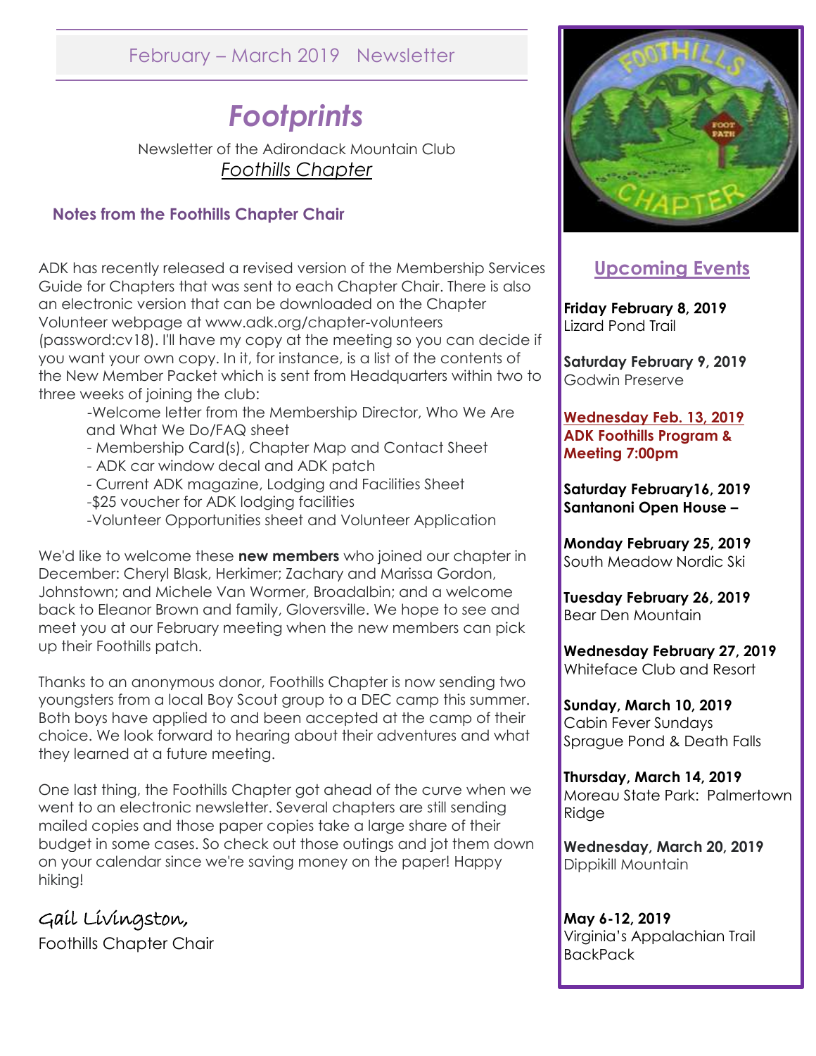February – March 2019 Newsletter

# *Footprints*

Newsletter of the Adirondack Mountain Club
*Foothills Chapter*

## Notes from the Foothills Chapter Chair

ADK has recently released a revised version of the Membership Services Guide for Chapters that was sent to each Chapter Chair. There is also an electronic version that can be downloaded on the Chapter Volunteer webpage at www.adk.org/chapter-volunteers (password:cv18). I'll have my copy at the meeting so you can decide if you want your own copy. In it, for instance, is a list of the contents of the New Member Packet which is sent from Headquarters within two to three weeks of joining the club:

- Welcome letter from the Membership Director, Who We Are and What We Do/FAQ sheet
- Membership Card(s), Chapter Map and Contact Sheet
- ADK car window decal and ADK patch
- Current ADK magazine, Lodging and Facilities Sheet
- $25 voucher for ADK lodging facilities
- Volunteer Opportunities sheet and Volunteer Application

We'd like to welcome these **new members** who joined our chapter in December: Cheryl Blask, Herkimer; Zachary and Marissa Gordon, Johnstown; and Michele Van Wormer, Broadalbin; and a welcome back to Eleanor Brown and family, Gloversville. We hope to see and meet you at our February meeting when the new members can pick up their Foothills patch.

Thanks to an anonymous donor, Foothills Chapter is now sending two youngsters from a local Boy Scout group to a DEC camp this summer. Both boys have applied to and been accepted at the camp of their choice. We look forward to hearing about their adventures and what they learned at a future meeting.

One last thing, the Foothills Chapter got ahead of the curve when we went to an electronic newsletter. Several chapters are still sending mailed copies and those paper copies take a large share of their budget in some cases. So check out those outings and jot them down on your calendar since we're saving money on the paper! Happy hiking!

Gail Livingston,
Foothills Chapter Chair

## Upcoming Events

**Friday February 8, 2019**
Lizard Pond Trail

**Saturday February 9, 2019**
Godwin Preserve

**Wednesday Feb. 13, 2019**
**ADK Foothills Program & Meeting 7:00pm**

**Saturday February16, 2019**
**Santanoni Open House –**

**Monday February 25, 2019**
South Meadow Nordic Ski

**Tuesday February 26, 2019**
Bear Den Mountain

**Wednesday February 27, 2019**
Whiteface Club and Resort

**Sunday, March 10, 2019**
Cabin Fever Sundays
Sprague Pond & Death Falls

**Thursday, March 14, 2019**
Moreau State Park: Palmertown Ridge

**Wednesday, March 20, 2019**
Dippikill Mountain

**May 6-12, 2019**
Virginia's Appalachian Trail BackPack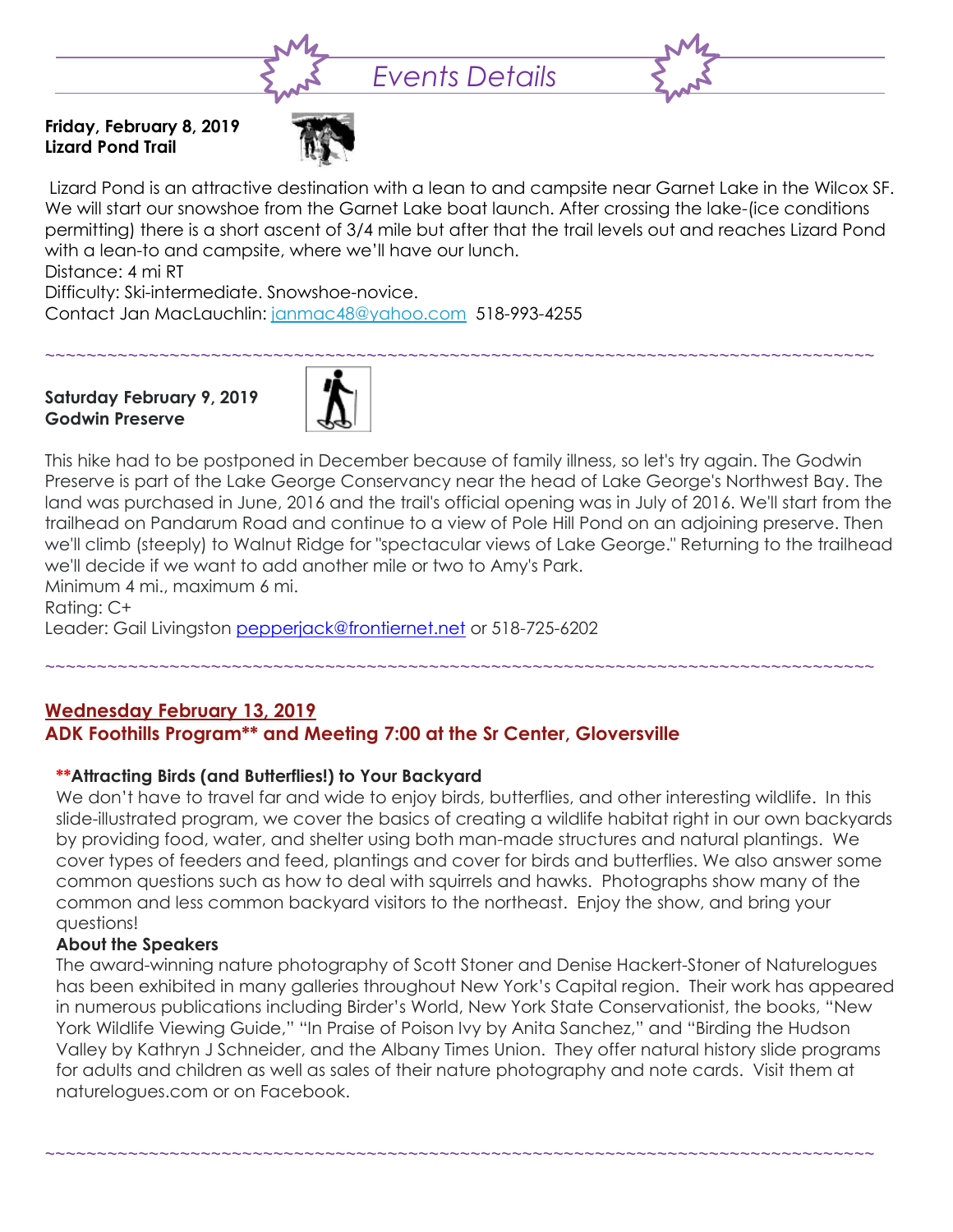# *Events Details*

**Friday, February 8, 2019**
**Lizard Pond Trail**

Lizard Pond is an attractive destination with a lean to and campsite near Garnet Lake in the Wilcox SF. We will start our snowshoe from the Garnet Lake boat launch. After crossing the lake-(ice conditions permitting) there is a short ascent of 3/4 mile but after that the trail levels out and reaches Lizard Pond with a lean-to and campsite, where we'll have our lunch.

Distance: 4 mi RT
Difficulty: Ski-intermediate. Snowshoe-novice.
Contact Jan MacLauchlin: janmac48@yahoo.com 518-993-4255

~~~~~~~~~~~~~~~~~~~~~~~~~~~~~~~~~~~~~~~~~~~~~~~~~~~~~~~~~~~~~~~~~~~~~~~~~~~~~~~~~~

**Saturday February 9, 2019**
**Godwin Preserve**

This hike had to be postponed in December because of family illness, so let's try again. The Godwin Preserve is part of the Lake George Conservancy near the head of Lake George's Northwest Bay. The land was purchased in June, 2016 and the trail's official opening was in July of 2016. We'll start from the trailhead on Pandarum Road and continue to a view of Pole Hill Pond on an adjoining preserve. Then we'll climb (steeply) to Walnut Ridge for "spectacular views of Lake George." Returning to the trailhead we'll decide if we want to add another mile or two to Amy's Park.

Minimum 4 mi., maximum 6 mi.
Rating: C+
Leader: Gail Livingston pepperjack@frontiernet.net or 518-725-6202

~~~~~~~~~~~~~~~~~~~~~~~~~~~~~~~~~~~~~~~~~~~~~~~~~~~~~~~~~~~~~~~~~~~~~~~~~~~~~~~~~~

**Wednesday February 13, 2019**
**ADK Foothills Program** and Meeting 7:00 at the Sr Center, Gloversville**

****Attracting Birds (and Butterflies!) to Your Backyard**

We don't have to travel far and wide to enjoy birds, butterflies, and other interesting wildlife. In this slide-illustrated program, we cover the basics of creating a wildlife habitat right in our own backyards by providing food, water, and shelter using both man-made structures and natural plantings. We cover types of feeders and feed, plantings and cover for birds and butterflies. We also answer some common questions such as how to deal with squirrels and hawks. Photographs show many of the common and less common backyard visitors to the northeast. Enjoy the show, and bring your questions!

**About the Speakers**

The award-winning nature photography of Scott Stoner and Denise Hackert-Stoner of Naturelogues has been exhibited in many galleries throughout New York's Capital region. Their work has appeared in numerous publications including Birder's World, New York State Conservationist, the books, "New York Wildlife Viewing Guide," "In Praise of Poison Ivy by Anita Sanchez," and "Birding the Hudson Valley by Kathryn J Schneider, and the Albany Times Union. They offer natural history slide programs for adults and children as well as sales of their nature photography and note cards. Visit them at naturelogues.com or on Facebook.

~~~~~~~~~~~~~~~~~~~~~~~~~~~~~~~~~~~~~~~~~~~~~~~~~~~~~~~~~~~~~~~~~~~~~~~~~~~~~~~~~~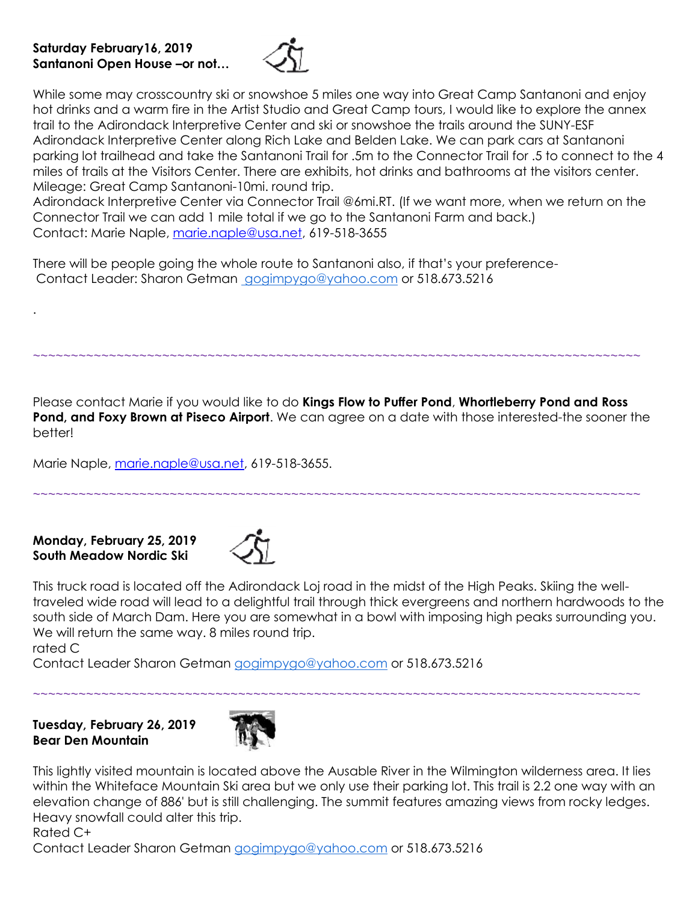**Saturday February16, 2019**
**Santanoni Open House –or not…**

While some may crosscountry ski or snowshoe 5 miles one way into Great Camp Santanoni and enjoy hot drinks and a warm fire in the Artist Studio and Great Camp tours, I would like to explore the annex trail to the Adirondack Interpretive Center and ski or snowshoe the trails around the SUNY-ESF Adirondack Interpretive Center along Rich Lake and Belden Lake. We can park cars at Santanoni parking lot trailhead and take the Santanoni Trail for .5m to the Connector Trail for .5 to connect to the 4 miles of trails at the Visitors Center. There are exhibits, hot drinks and bathrooms at the visitors center.
Mileage: Great Camp Santanoni-10mi. round trip.
Adirondack Interpretive Center via Connector Trail @6mi.RT. (If we want more, when we return on the Connector Trail we can add 1 mile total if we go to the Santanoni Farm and back.)
Contact: Marie Naple, marie.naple@usa.net, 619-518-3655

There will be people going the whole route to Santanoni also, if that's your preference-
Contact Leader: Sharon Getman gogimpygo@yahoo.com or 518.673.5216

.

~~~~~~~~~~~~~~~~~~~~~~~~~~~~~~~~~~~~~~~~~~~~~~~~~~~~~~~~~~~~~~~~~~~~~~~~~~~~~~~~

Please contact Marie if you would like to do **Kings Flow to Puffer Pond**, **Whortleberry Pond and Ross Pond, and Foxy Brown at Piseco Airport**. We can agree on a date with those interested-the sooner the better!

Marie Naple, marie.naple@usa.net, 619-518-3655.

~~~~~~~~~~~~~~~~~~~~~~~~~~~~~~~~~~~~~~~~~~~~~~~~~~~~~~~~~~~~~~~~~~~~~~~~~~~~~~~~

**Monday, February 25, 2019**
**South Meadow Nordic Ski**

This truck road is located off the Adirondack Loj road in the midst of the High Peaks. Skiing the well-traveled wide road will lead to a delightful trail through thick evergreens and northern hardwoods to the south side of March Dam. Here you are somewhat in a bowl with imposing high peaks surrounding you. We will return the same way. 8 miles round trip.
rated C
Contact Leader Sharon Getman gogimpygo@yahoo.com or 518.673.5216

~~~~~~~~~~~~~~~~~~~~~~~~~~~~~~~~~~~~~~~~~~~~~~~~~~~~~~~~~~~~~~~~~~~~~~~~~~~~~~~~

**Tuesday, February 26, 2019**
**Bear Den Mountain**

This lightly visited mountain is located above the Ausable River in the Wilmington wilderness area. It lies within the Whiteface Mountain Ski area but we only use their parking lot. This trail is 2.2 one way with an elevation change of 886' but is still challenging. The summit features amazing views from rocky ledges. Heavy snowfall could alter this trip.
Rated C+
Contact Leader Sharon Getman gogimpygo@yahoo.com or 518.673.5216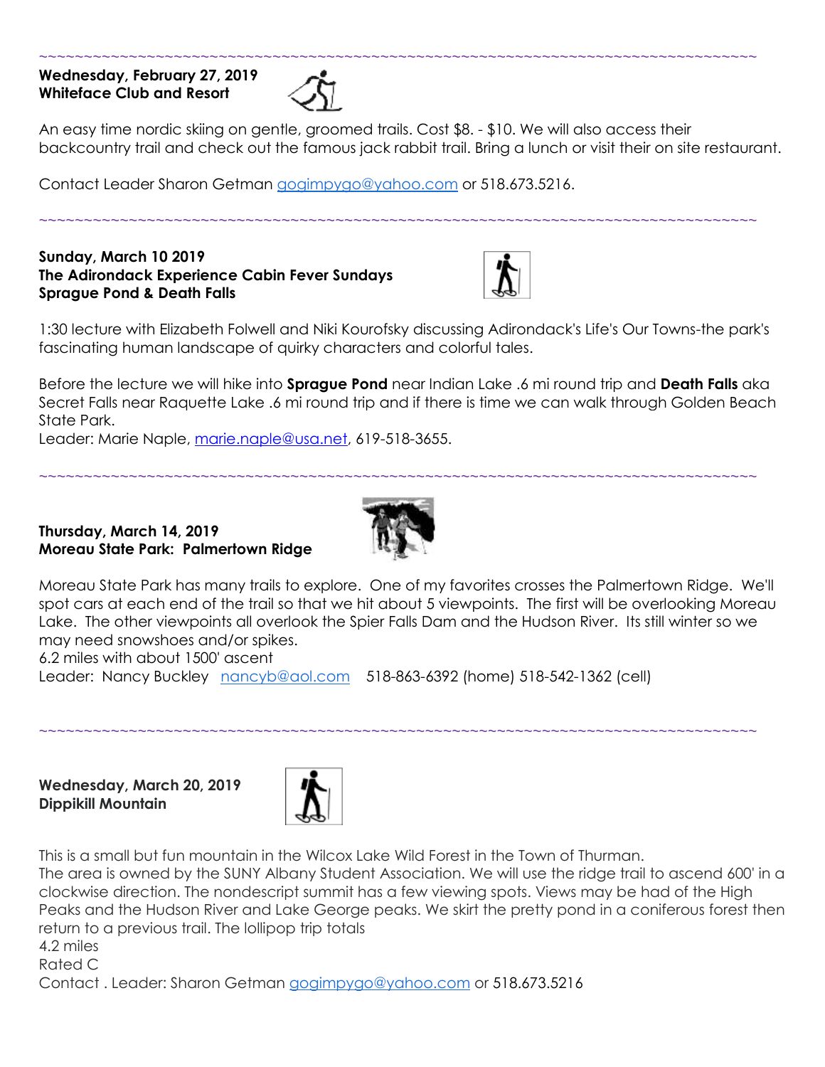~~~~~~~~~~~~~~~~~~~~~~~~~~~~~~~~~~~~~~~~~~~~~~~~~~~~~~~~~~~~~~~~~~~~~~~~~~~~~~~~~~~~~~~~~~~

**Wednesday, February 27, 2019**
**Whiteface Club and Resort**

An easy time nordic skiing on gentle, groomed trails. Cost $8. - $10. We will also access their backcountry trail and check out the famous jack rabbit trail. Bring a lunch or visit their on site restaurant.

Contact Leader Sharon Getman gogimpygo@yahoo.com or 518.673.5216.

~~~~~~~~~~~~~~~~~~~~~~~~~~~~~~~~~~~~~~~~~~~~~~~~~~~~~~~~~~~~~~~~~~~~~~~~~~~~~~~~~~~~~~~~~~~

**Sunday, March 10 2019**
**The Adirondack Experience Cabin Fever Sundays**
**Sprague Pond & Death Falls**

1:30 lecture with Elizabeth Folwell and Niki Kourofsky discussing Adirondack's Life's Our Towns-the park's fascinating human landscape of quirky characters and colorful tales.

Before the lecture we will hike into **Sprague Pond** near Indian Lake .6 mi round trip and **Death Falls** aka Secret Falls near Raquette Lake .6 mi round trip and if there is time we can walk through Golden Beach State Park.
Leader: Marie Naple, marie.naple@usa.net, 619-518-3655.

~~~~~~~~~~~~~~~~~~~~~~~~~~~~~~~~~~~~~~~~~~~~~~~~~~~~~~~~~~~~~~~~~~~~~~~~~~~~~~~~~~~~~~~~~~~

**Thursday, March 14, 2019**
**Moreau State Park: Palmertown Ridge**

Moreau State Park has many trails to explore. One of my favorites crosses the Palmertown Ridge. We'll spot cars at each end of the trail so that we hit about 5 viewpoints. The first will be overlooking Moreau Lake. The other viewpoints all overlook the Spier Falls Dam and the Hudson River. Its still winter so we may need snowshoes and/or spikes.
6.2 miles with about 1500' ascent
Leader: Nancy Buckley nancyb@aol.com 518-863-6392 (home) 518-542-1362 (cell)

~~~~~~~~~~~~~~~~~~~~~~~~~~~~~~~~~~~~~~~~~~~~~~~~~~~~~~~~~~~~~~~~~~~~~~~~~~~~~~~~~~~~~~~~~~~

**Wednesday, March 20, 2019**
**Dippikill Mountain**

This is a small but fun mountain in the Wilcox Lake Wild Forest in the Town of Thurman.
The area is owned by the SUNY Albany Student Association. We will use the ridge trail to ascend 600' in a clockwise direction. The nondescript summit has a few viewing spots. Views may be had of the High Peaks and the Hudson River and Lake George peaks. We skirt the pretty pond in a coniferous forest then return to a previous trail. The lollipop trip totals
4.2 miles
Rated C
Contact . Leader: Sharon Getman gogimpygo@yahoo.com or 518.673.5216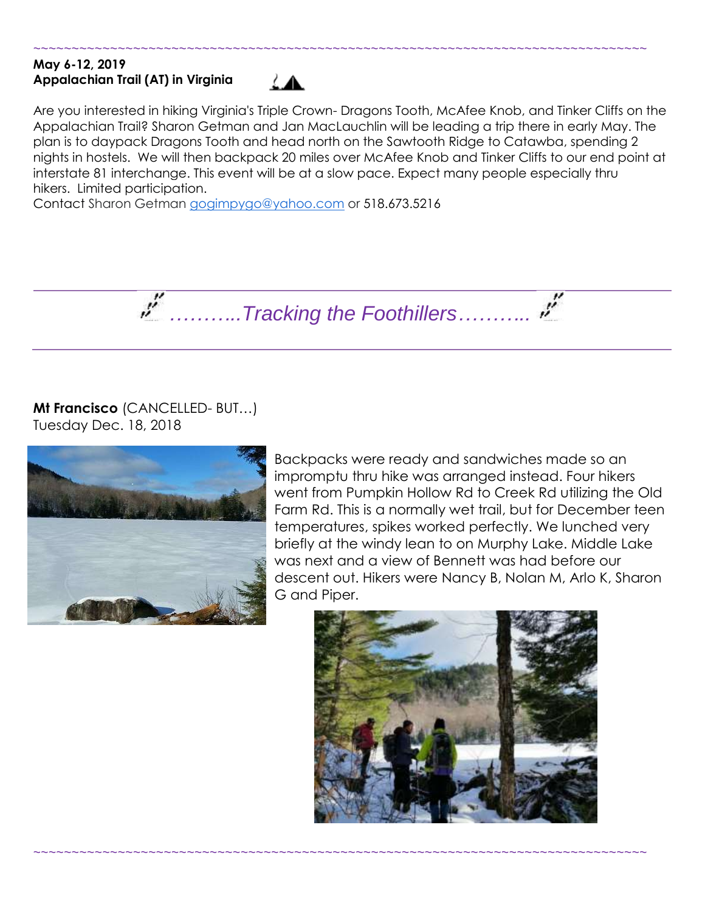~~~~~~~~~~~~~~~~~~~~~~~~~~~~~~~~~~~~~~~~~~~~~~~~~~~~~~~~~~~~~~~~~~~~~~~~~~~~~~~~~~~~~~~~

**May 6-12, 2019**
**Appalachian Trail (AT) in Virginia**

Are you interested in hiking Virginia's Triple Crown- Dragons Tooth, McAfee Knob, and Tinker Cliffs on the Appalachian Trail? Sharon Getman and Jan MacLauchlin will be leading a trip there in early May. The plan is to daypack Dragons Tooth and head north on the Sawtooth Ridge to Catawba, spending 2 nights in hostels. We will then backpack 20 miles over McAfee Knob and Tinker Cliffs to our end point at interstate 81 interchange. This event will be at a slow pace. Expect many people especially thru hikers. Limited participation.
Contact Sharon Getman gogimpygo@yahoo.com or 518.673.5216

## *………..Tracking the Foothillers………..*

**Mt Francisco** (CANCELLED- BUT…)
Tuesday Dec. 18, 2018

Backpacks were ready and sandwiches made so an impromptu thru hike was arranged instead. Four hikers went from Pumpkin Hollow Rd to Creek Rd utilizing the Old Farm Rd. This is a normally wet trail, but for December teen temperatures, spikes worked perfectly. We lunched very briefly at the windy lean to on Murphy Lake. Middle Lake was next and a view of Bennett was had before our descent out. Hikers were Nancy B, Nolan M, Arlo K, Sharon G and Piper.

~~~~~~~~~~~~~~~~~~~~~~~~~~~~~~~~~~~~~~~~~~~~~~~~~~~~~~~~~~~~~~~~~~~~~~~~~~~~~~~~~~~~~~~~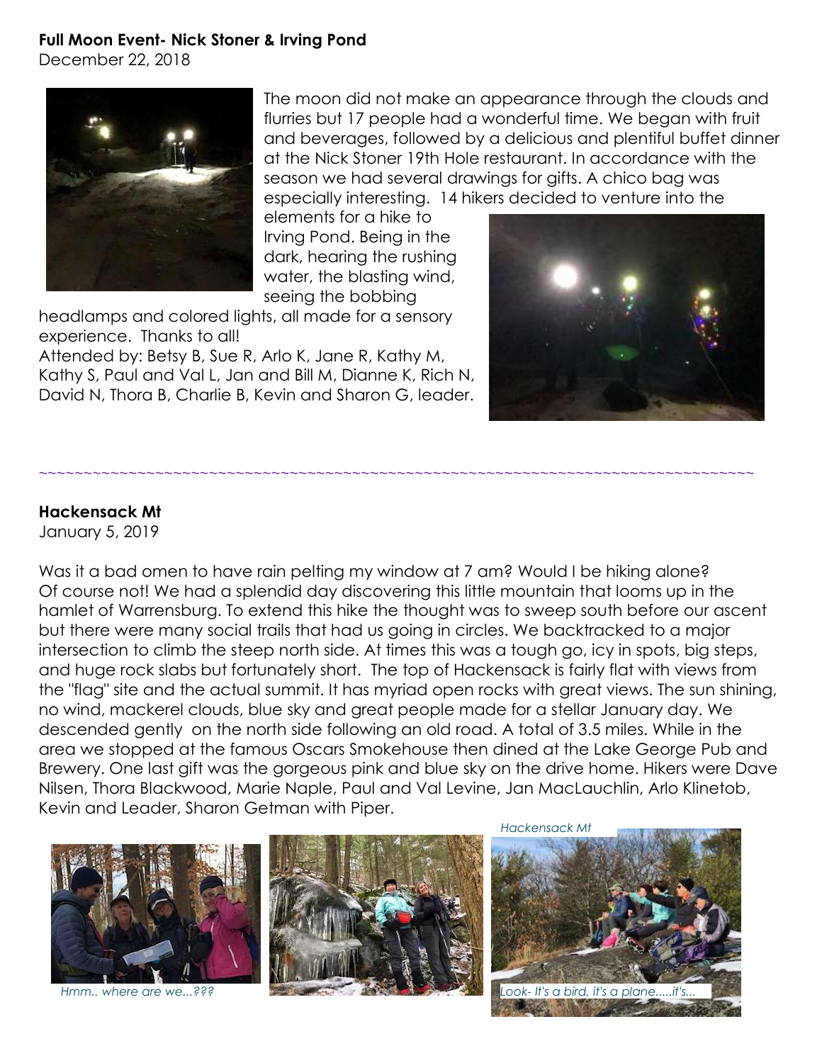**Full Moon Event- Nick Stoner & Irving Pond**

December 22, 2018

The moon did not make an appearance through the clouds and flurries but 17 people had a wonderful time. We began with fruit and beverages, followed by a delicious and plentiful buffet dinner at the Nick Stoner 19th Hole restaurant. In accordance with the season we had several drawings for gifts. A chico bag was especially interesting. 14 hikers decided to venture into the elements for a hike to Irving Pond. Being in the dark, hearing the rushing water, the blasting wind, seeing the bobbing headlamps and colored lights, all made for a sensory experience. Thanks to all!

Attended by: Betsy B, Sue R, Arlo K, Jane R, Kathy M, Kathy S, Paul and Val L, Jan and Bill M, Dianne K, Rich N, David N, Thora B, Charlie B, Kevin and Sharon G, leader.

~~~~~~~~~~~~~~~~~~~~~~~~~~~~~~~~~~~~~~~~~~~~~~~~~~~~~~~~~~~~~~~~~~~~~~~~~~~~~~~~~~~~~~~~

**Hackensack Mt**

January 5, 2019

Was it a bad omen to have rain pelting my window at 7 am? Would I be hiking alone? Of course not! We had a splendid day discovering this little mountain that looms up in the hamlet of Warrensburg. To extend this hike the thought was to sweep south before our ascent but there were many social trails that had us going in circles. We backtracked to a major intersection to climb the steep north side. At times this was a tough go, icy in spots, big steps, and huge rock slabs but fortunately short. The top of Hackensack is fairly flat with views from the "flag" site and the actual summit. It has myriad open rocks with great views. The sun shining, no wind, mackerel clouds, blue sky and great people made for a stellar January day. We descended gently on the north side following an old road. A total of 3.5 miles. While in the area we stopped at the famous Oscars Smokehouse then dined at the Lake George Pub and Brewery. One last gift was the gorgeous pink and blue sky on the drive home. Hikers were Dave Nilsen, Thora Blackwood, Marie Naple, Paul and Val Levine, Jan MacLauchlin, Arlo Klinetob, Kevin and Leader, Sharon Getman with Piper.

*Hmm.. where are we...???*

*Hackensack Mt*

*Look- It's a bird, it's a plane.....it's...*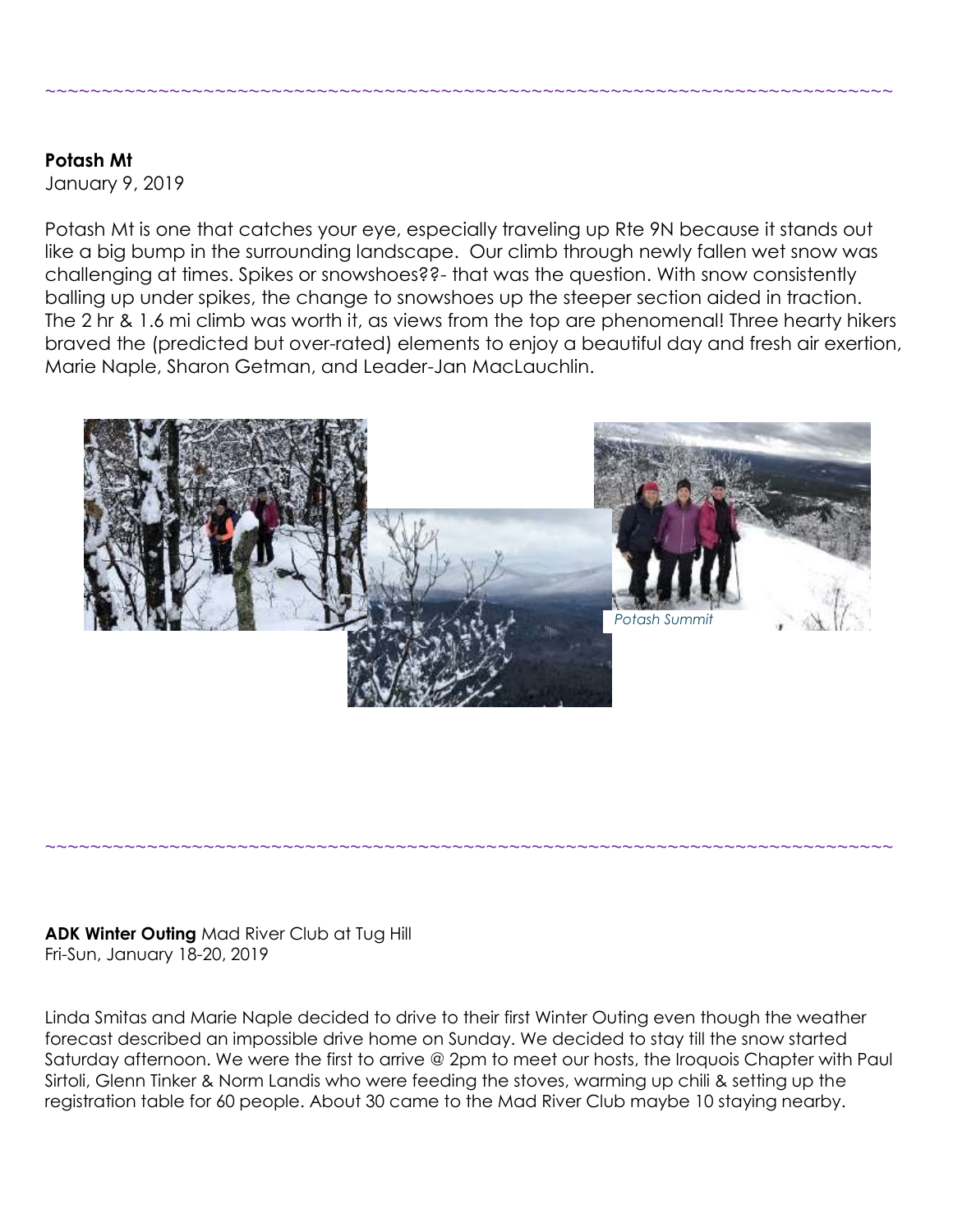~~~~~~~~~~~~~~~~~~~~~~~~~~~~~~~~~~~~~~~~~~~~~~~~~~~~~~~~~~~~~~~~~~~~~~~~~~~~~~~~

**Potash Mt**
January 9, 2019

Potash Mt is one that catches your eye, especially traveling up Rte 9N because it stands out like a big bump in the surrounding landscape. Our climb through newly fallen wet snow was challenging at times. Spikes or snowshoes??- that was the question. With snow consistently balling up under spikes, the change to snowshoes up the steeper section aided in traction. The 2 hr & 1.6 mi climb was worth it, as views from the top are phenomenal! Three hearty hikers braved the (predicted but over-rated) elements to enjoy a beautiful day and fresh air exertion, Marie Naple, Sharon Getman, and Leader-Jan MacLauchlin.

*Potash Summit*

~~~~~~~~~~~~~~~~~~~~~~~~~~~~~~~~~~~~~~~~~~~~~~~~~~~~~~~~~~~~~~~~~~~~~~~~~~~~~~~~

**ADK Winter Outing** Mad River Club at Tug Hill
Fri-Sun, January 18-20, 2019

Linda Smitas and Marie Naple decided to drive to their first Winter Outing even though the weather forecast described an impossible drive home on Sunday. We decided to stay till the snow started Saturday afternoon. We were the first to arrive @ 2pm to meet our hosts, the Iroquois Chapter with Paul Sirtoli, Glenn Tinker & Norm Landis who were feeding the stoves, warming up chili & setting up the registration table for 60 people. About 30 came to the Mad River Club maybe 10 staying nearby.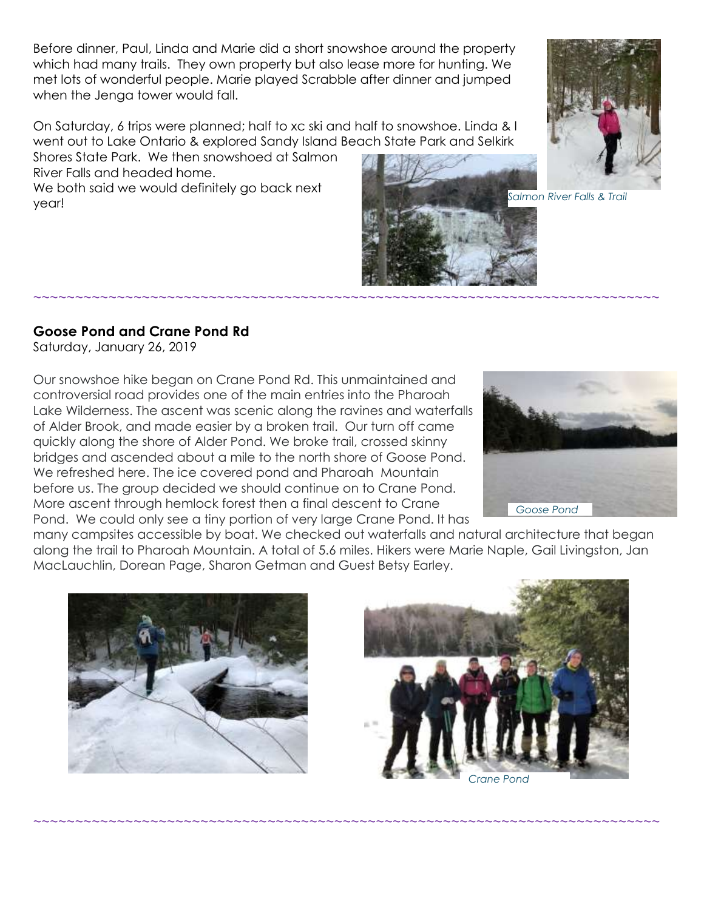Before dinner, Paul, Linda and Marie did a short snowshoe around the property which had many trails. They own property but also lease more for hunting. We met lots of wonderful people. Marie played Scrabble after dinner and jumped when the Jenga tower would fall.

On Saturday, 6 trips were planned; half to xc ski and half to snowshoe. Linda & I went out to Lake Ontario & explored Sandy Island Beach State Park and Selkirk Shores State Park. We then snowshoed at Salmon River Falls and headed home.
We both said we would definitely go back next year!

*Salmon River Falls & Trail*

~~~~~~~~~~~~~~~~~~~~~~~~~~~~~~~~~~~~~~~~~~~~~~~~~~~~~~~~~~~~~~~~~~~~~~~~~~~~~~~~

**Goose Pond and Crane Pond Rd**
Saturday, January 26, 2019

Our snowshoe hike began on Crane Pond Rd. This unmaintained and controversial road provides one of the main entries into the Pharoah Lake Wilderness. The ascent was scenic along the ravines and waterfalls of Alder Brook, and made easier by a broken trail. Our turn off came quickly along the shore of Alder Pond. We broke trail, crossed skinny bridges and ascended about a mile to the north shore of Goose Pond. We refreshed here. The ice covered pond and Pharoah Mountain before us. The group decided we should continue on to Crane Pond. More ascent through hemlock forest then a final descent to Crane Pond. We could only see a tiny portion of very large Crane Pond. It has many campsites accessible by boat. We checked out waterfalls and natural architecture that began along the trail to Pharoah Mountain. A total of 5.6 miles. Hikers were Marie Naple, Gail Livingston, Jan MacLauchlin, Dorean Page, Sharon Getman and Guest Betsy Earley.

*Goose Pond*

*Crane Pond*

~~~~~~~~~~~~~~~~~~~~~~~~~~~~~~~~~~~~~~~~~~~~~~~~~~~~~~~~~~~~~~~~~~~~~~~~~~~~~~~~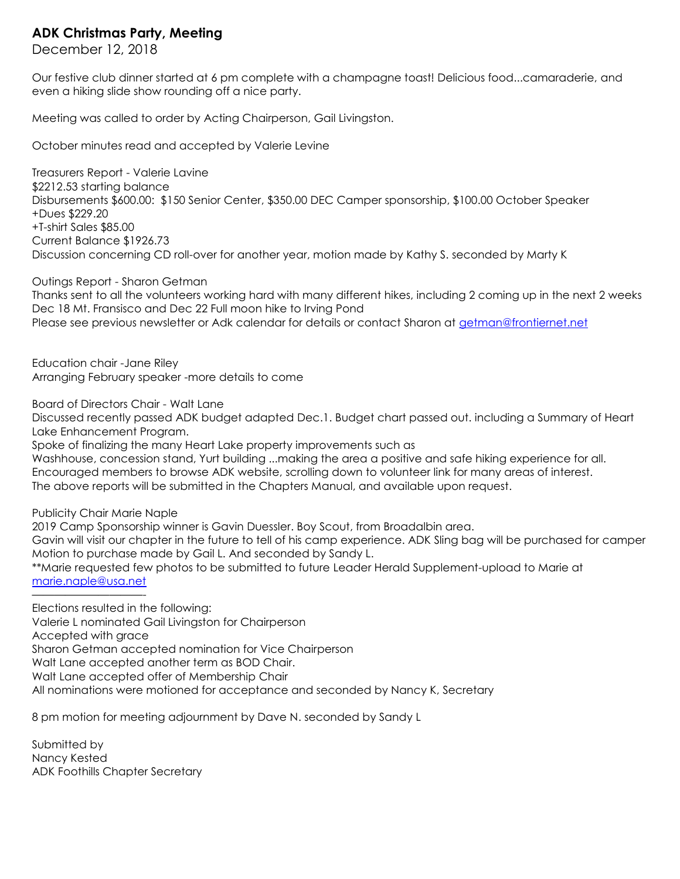## ADK Christmas Party, Meeting

December 12, 2018

Our festive club dinner started at 6 pm complete with a champagne toast! Delicious food...camaraderie, and even a hiking slide show rounding off a nice party.

Meeting was called to order by Acting Chairperson, Gail Livingston.

October minutes read and accepted by Valerie Levine

Treasurers Report - Valerie Lavine
$2212.53 starting balance
Disbursements $600.00: $150 Senior Center, $350.00 DEC Camper sponsorship, $100.00 October Speaker
+Dues $229.20
+T-shirt Sales $85.00
Current Balance $1926.73
Discussion concerning CD roll-over for another year, motion made by Kathy S. seconded by Marty K

Outings Report - Sharon Getman
Thanks sent to all the volunteers working hard with many different hikes, including 2 coming up in the next 2 weeks
Dec 18 Mt. Fransisco and Dec 22 Full moon hike to Irving Pond
Please see previous newsletter or Adk calendar for details or contact Sharon at getman@frontiernet.net

Education chair -Jane Riley
Arranging February speaker -more details to come

Board of Directors Chair - Walt Lane
Discussed recently passed ADK budget adapted Dec.1. Budget chart passed out. including a Summary of Heart Lake Enhancement Program.
Spoke of finalizing the many Heart Lake property improvements such as
Washhouse, concession stand, Yurt building ...making the area a positive and safe hiking experience for all.
Encouraged members to browse ADK website, scrolling down to volunteer link for many areas of interest.
The above reports will be submitted in the Chapters Manual, and available upon request.

Publicity Chair Marie Naple
2019 Camp Sponsorship winner is Gavin Duessler. Boy Scout, from Broadalbin area.
Gavin will visit our chapter in the future to tell of his camp experience. ADK Sling bag will be purchased for camper
Motion to purchase made by Gail L. And seconded by Sandy L.
**Marie requested few photos to be submitted to future Leader Herald Supplement-upload to Marie at marie.naple@usa.net

---

Elections resulted in the following:
Valerie L nominated Gail Livingston for Chairperson
Accepted with grace
Sharon Getman accepted nomination for Vice Chairperson
Walt Lane accepted another term as BOD Chair.
Walt Lane accepted offer of Membership Chair
All nominations were motioned for acceptance and seconded by Nancy K, Secretary

8 pm motion for meeting adjournment by Dave N. seconded by Sandy L

Submitted by
Nancy Kested
ADK Foothills Chapter Secretary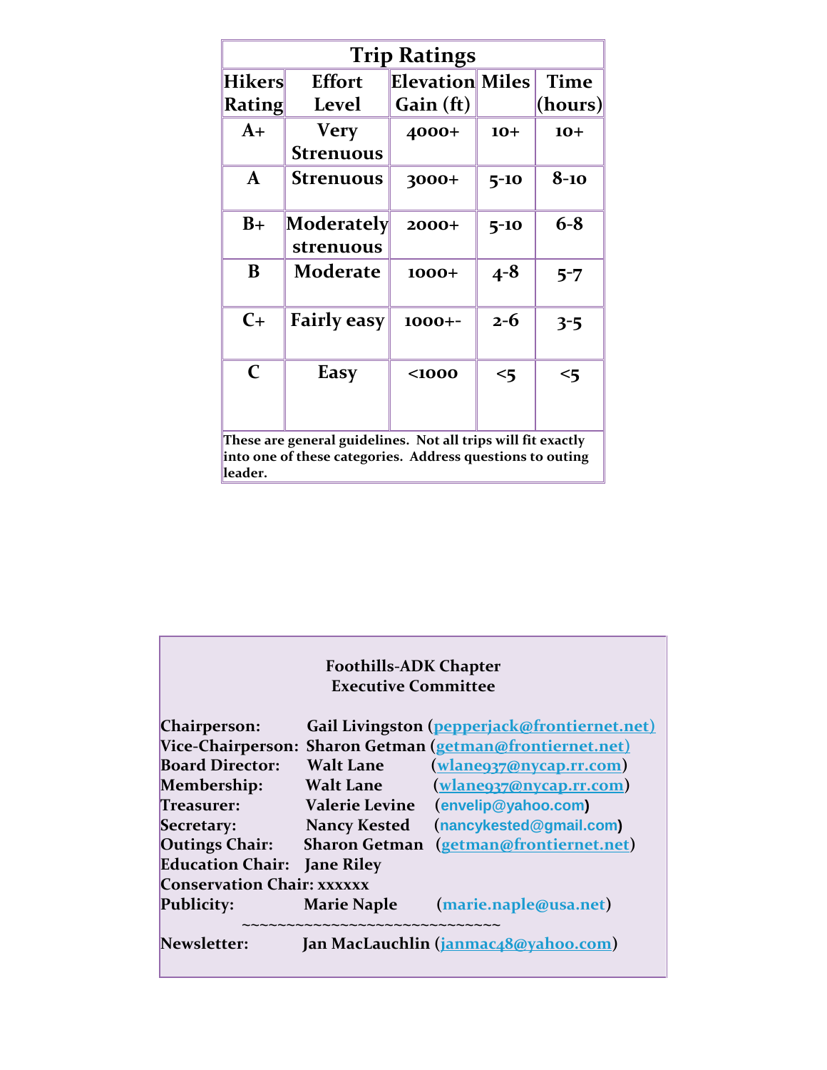| Trip Ratings | | | | |
|---|---|---|---|---|
| Hikers Rating | Effort Level | Elevation Gain (ft) | Miles | Time (hours) |
| A+ | Very Strenuous | 4000+ | 10+ | 10+ |
| A | Strenuous | 3000+ | 5-10 | 8-10 |
| B+ | Moderately strenuous | 2000+ | 5-10 | 6-8 |
| B | Moderate | 1000+ | 4-8 | 5-7 |
| C+ | Fairly easy | 1000+- | 2-6 | 3-5 |
| C | Easy | <1000 | <5 | <5 |

**These are general guidelines. Not all trips will fit exactly into one of these categories. Address questions to outing leader.**

**Foothills-ADK Chapter**
**Executive Committee**

**Chairperson:** Gail Livingston (pepperjack@frontiernet.net)
**Vice-Chairperson:** Sharon Getman (getman@frontiernet.net)
**Board Director:** Walt Lane (wlane937@nycap.rr.com)
**Membership:** Walt Lane (wlane937@nycap.rr.com)
**Treasurer:** Valerie Levine (envelip@yahoo.com)
**Secretary:** Nancy Kested (nancykested@gmail.com)
**Outings Chair:** Sharon Getman (getman@frontiernet.net)
**Education Chair:** Jane Riley
**Conservation Chair:** xxxxxx
**Publicity:** Marie Naple (marie.naple@usa.net)

~~~~~~~~~~~~~~~~~~~~~~~~~~~~~~~

**Newsletter:** Jan MacLauchlin (janmac48@yahoo.com)